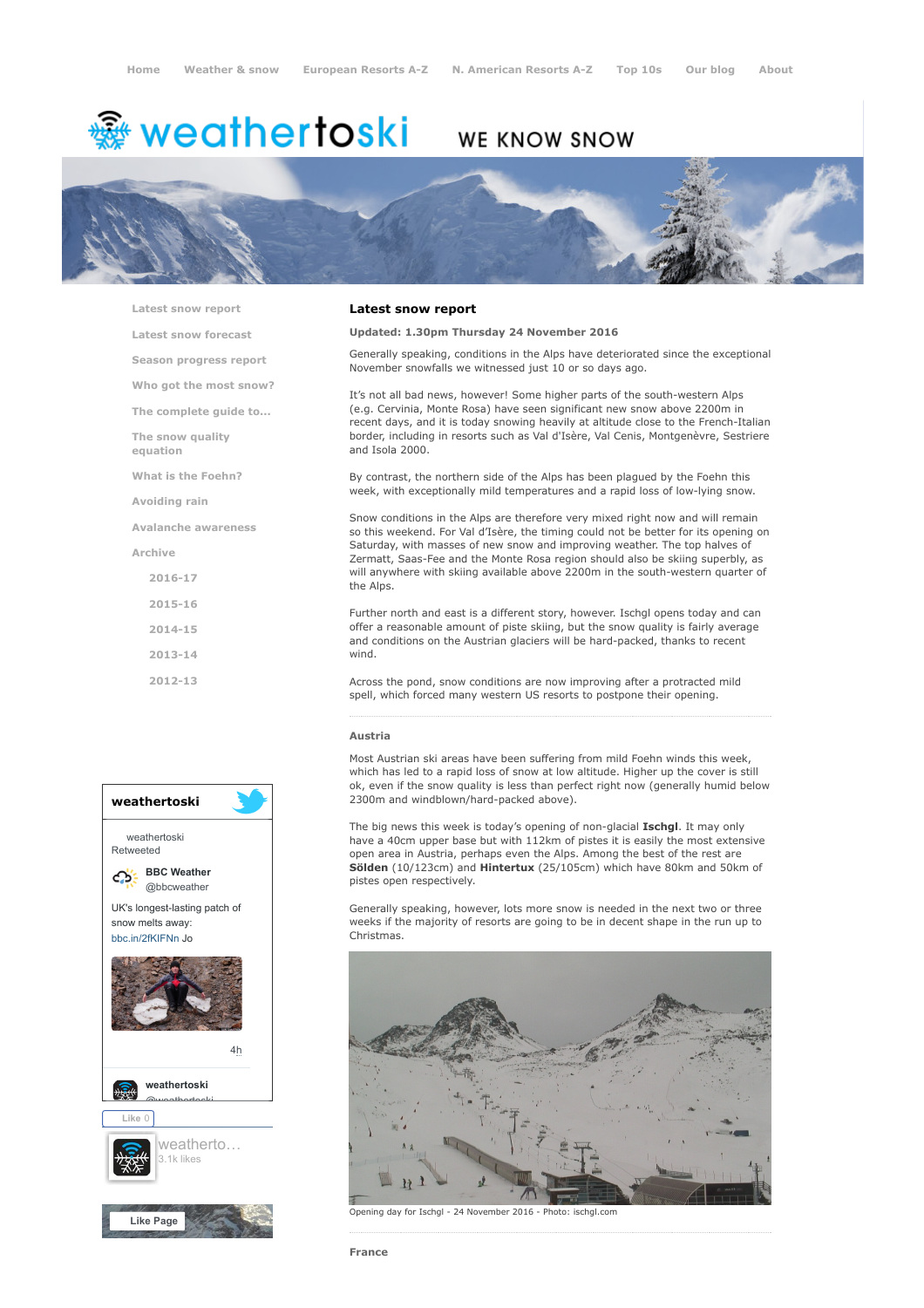Home | Weather & snow | European Resorts A-Z | N. American Resorts A-Z | Top 10s | Our blog | About

weathertoski WE KNOW SNOW

- Latest snow report
- Latest snow forecast
- Season progress report
- Who got the most snow?
- The complete guide to...
- The snow quality equation
- What is the Foehn?
- Avoiding rain
- Avalanche awareness
- Archive
  - 2016-17
  - 2015-16
  - 2014-15
  - 2013-14
  - 2012-13

## Latest snow report

**Updated: 1.30pm Thursday 24 November 2016**

Generally speaking, conditions in the Alps have deteriorated since the exceptional November snowfalls we witnessed just 10 or so days ago.

It's not all bad news, however! Some higher parts of the south-western Alps (e.g. Cervinia, Monte Rosa) have seen significant new snow above 2200m in recent days, and it is today snowing heavily at altitude close to the French-Italian border, including in resorts such as Val d'Isère, Val Cenis, Montgenèvre, Sestriere and Isola 2000.

By contrast, the northern side of the Alps has been plagued by the Foehn this week, with exceptionally mild temperatures and a rapid loss of low-lying snow.

Snow conditions in the Alps are therefore very mixed right now and will remain so this weekend. For Val d'Isère, the timing could not be better for its opening on Saturday, with masses of new snow and improving weather. The top halves of Zermatt, Saas-Fee and the Monte Rosa region should also be skiing superbly, as will anywhere with skiing available above 2200m in the south-western quarter of the Alps.

Further north and east is a different story, however. Ischgl opens today and can offer a reasonable amount of piste skiing, but the snow quality is fairly average and conditions on the Austrian glaciers will be hard-packed, thanks to recent wind.

Across the pond, snow conditions are now improving after a protracted mild spell, which forced many western US resorts to postpone their opening.

### Austria

Most Austrian ski areas have been suffering from mild Foehn winds this week, which has led to a rapid loss of snow at low altitude. Higher up the cover is still ok, even if the snow quality is less than perfect right now (generally humid below 2300m and windblown/hard-packed above).

The big news this week is today's opening of non-glacial **Ischgl**. It may only have a 40cm upper base but with 112km of pistes it is easily the most extensive open area in Austria, perhaps even the Alps. Among the best of the rest are **Sölden** (10/123cm) and **Hintertux** (25/105cm) which have 80km and 50km of pistes open respectively.

Generally speaking, however, lots more snow is needed in the next two or three weeks if the majority of resorts are going to be in decent shape in the run up to Christmas.

Opening day for Ischgl - 24 November 2016 - Photo: ischgl.com

### France

**weathertoski**

weathertoski Retweeted

BBC Weather @bbcweather

UK's longest-lasting patch of snow melts away: bbc.in/2fKIFNn Jo

4h

weathertoski @weathertoski

Like 0

weatherto... 3.1k likes

Like Page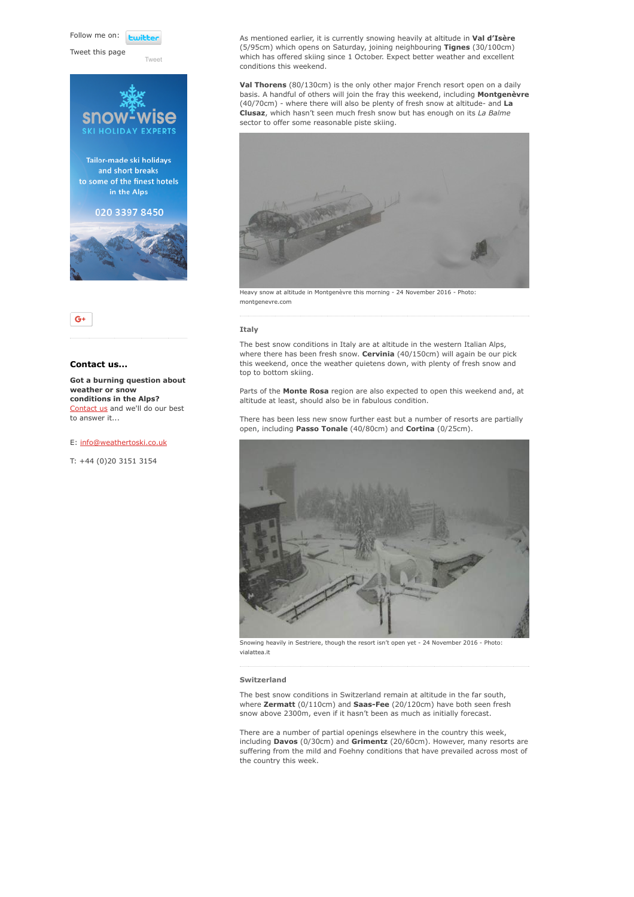Follow me on:

Tweet this page

Tweet

G+

### Contact us...

**Got a burning question about weather or snow conditions in the Alps?** Contact us and we'll do our best to answer it...

E: info@weathertoski.co.uk

T: +44 (0)20 3151 3154

As mentioned earlier, it is currently snowing heavily at altitude in **Val d'Isère** (5/95cm) which opens on Saturday, joining neighbouring **Tignes** (30/100cm) which has offered skiing since 1 October. Expect better weather and excellent conditions this weekend.

**Val Thorens** (80/130cm) is the only other major French resort open on a daily basis. A handful of others will join the fray this weekend, including **Montgenèvre** (40/70cm) - where there will also be plenty of fresh snow at altitude- and **La Clusaz**, which hasn't seen much fresh snow but has enough on its *La Balme* sector to offer some reasonable piste skiing.

Heavy snow at altitude in Montgenèvre this morning - 24 November 2016 - Photo: montgenevre.com

#### Italy

The best snow conditions in Italy are at altitude in the western Italian Alps, where there has been fresh snow. **Cervinia** (40/150cm) will again be our pick this weekend, once the weather quietens down, with plenty of fresh snow and top to bottom skiing.

Parts of the **Monte Rosa** region are also expected to open this weekend and, at altitude at least, should also be in fabulous condition.

There has been less new snow further east but a number of resorts are partially open, including **Passo Tonale** (40/80cm) and **Cortina** (0/25cm).

Snowing heavily in Sestriere, though the resort isn't open yet - 24 November 2016 - Photo: vialattea.it

#### Switzerland

The best snow conditions in Switzerland remain at altitude in the far south, where **Zermatt** (0/110cm) and **Saas-Fee** (20/120cm) have both seen fresh snow above 2300m, even if it hasn't been as much as initially forecast.

There are a number of partial openings elsewhere in the country this week, including **Davos** (0/30cm) and **Grimentz** (20/60cm). However, many resorts are suffering from the mild and Foehny conditions that have prevailed across most of the country this week.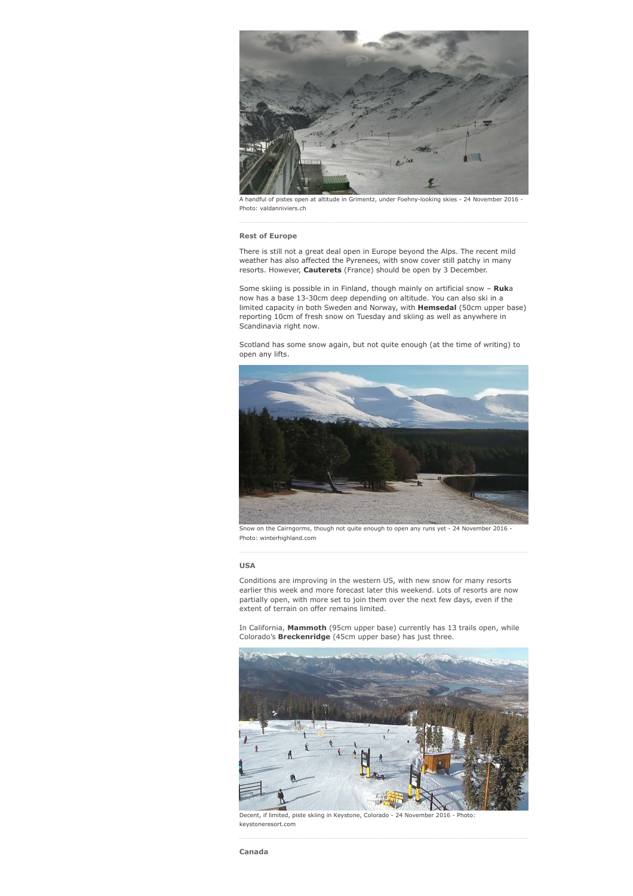A handful of pistes open at altitude in Grimentz, under Foehny-looking skies - 24 November 2016 - Photo: valdanniviers.ch

### Rest of Europe

There is still not a great deal open in Europe beyond the Alps. The recent mild weather has also affected the Pyrenees, with snow cover still patchy in many resorts. However, **Cauterets** (France) should be open by 3 December.

Some skiing is possible in in Finland, though mainly on artificial snow – **Ruk**a now has a base 13-30cm deep depending on altitude. You can also ski in a limited capacity in both Sweden and Norway, with **Hemsedal** (50cm upper base) reporting 10cm of fresh snow on Tuesday and skiing as well as anywhere in Scandinavia right now.

Scotland has some snow again, but not quite enough (at the time of writing) to open any lifts.

Snow on the Cairngorms, though not quite enough to open any runs yet - 24 November 2016 - Photo: winterhighland.com

### USA

Conditions are improving in the western US, with new snow for many resorts earlier this week and more forecast later this weekend. Lots of resorts are now partially open, with more set to join them over the next few days, even if the extent of terrain on offer remains limited.

In California, **Mammoth** (95cm upper base) currently has 13 trails open, while Colorado's **Breckenridge** (45cm upper base) has just three.

Decent, if limited, piste skiing in Keystone, Colorado - 24 November 2016 - Photo: keystoneresort.com

### Canada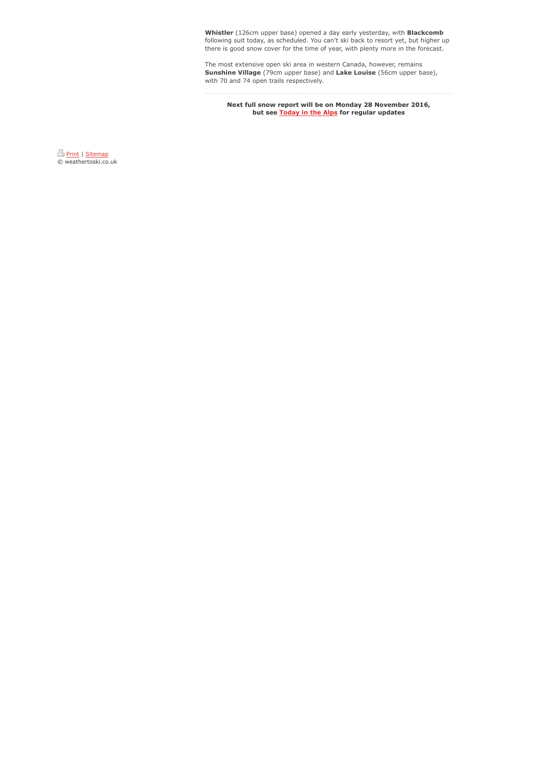**Whistler** (126cm upper base) opened a day early yesterday, with **Blackcomb** following suit today, as scheduled. You can't ski back to resort yet, but higher up there is good snow cover for the time of year, with plenty more in the forecast.

The most extensive open ski area in western Canada, however, remains **Sunshine Village** (79cm upper base) and **Lake Louise** (56cm upper base), with 70 and 74 open trails respectively.

---

**Next full snow report will be on Monday 28 November 2016, but see Today in the Alps for regular updates**

Print | Sitemap
© weathertoski.co.uk